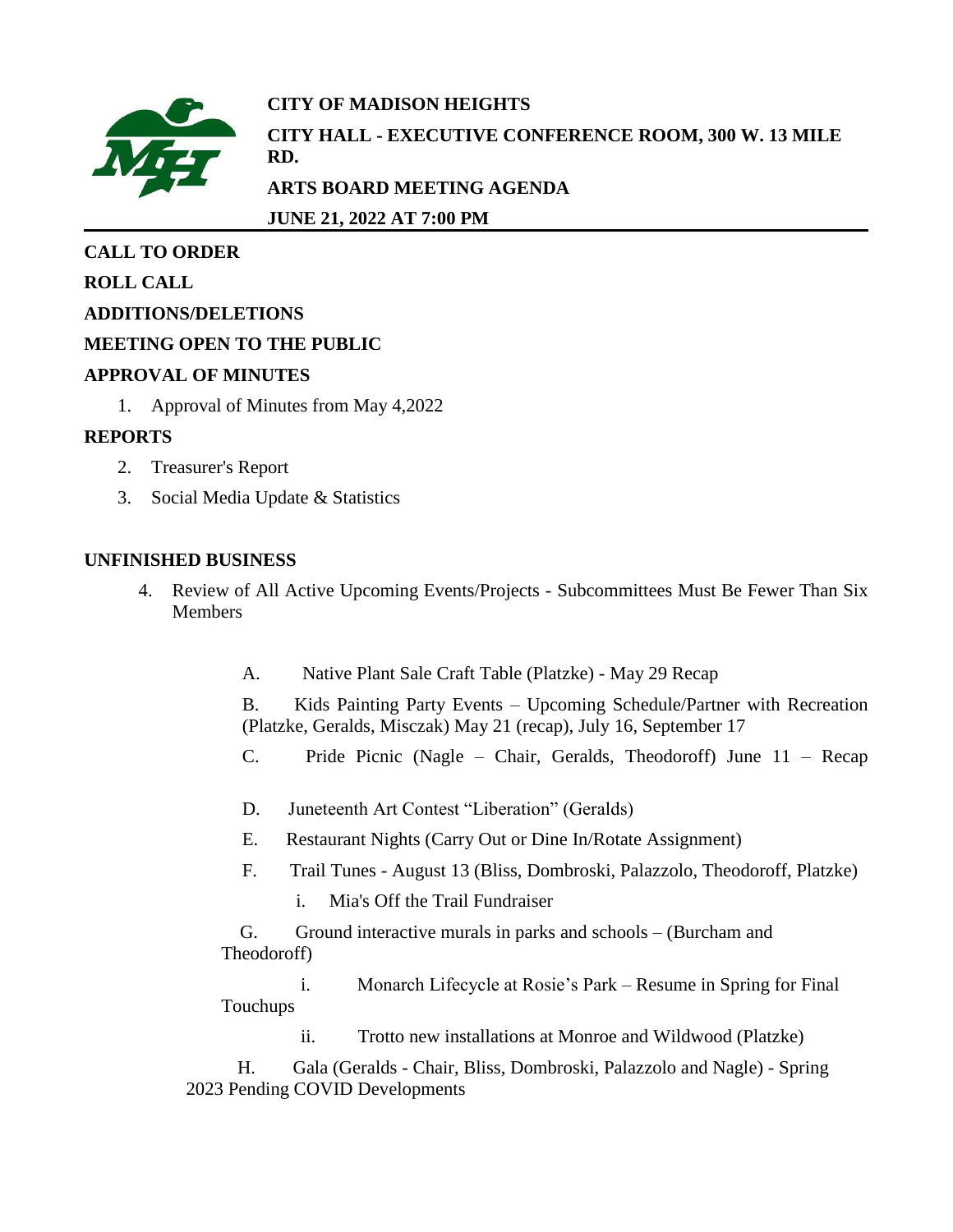**CITY OF MADISON HEIGHTS**

**CITY HALL - EXECUTIVE CONFERENCE ROOM, 300 W. 13 MILE RD.**

**ARTS BOARD MEETING AGENDA**

**JUNE 21, 2022 AT 7:00 PM**

---

**CALL TO ORDER**

**ROLL CALL**

**ADDITIONS/DELETIONS**

**MEETING OPEN TO THE PUBLIC**

**APPROVAL OF MINUTES**

1. Approval of Minutes from May 4,2022

**REPORTS**

2. Treasurer's Report
3. Social Media Update & Statistics

**UNFINISHED BUSINESS**

4. Review of All Active Upcoming Events/Projects - Subcommittees Must Be Fewer Than Six Members

   A. Native Plant Sale Craft Table (Platzke) - May 29 Recap

   B. Kids Painting Party Events – Upcoming Schedule/Partner with Recreation (Platzke, Geralds, Misczak) May 21 (recap), July 16, September 17

   C. Pride Picnic (Nagle – Chair, Geralds, Theodoroff) June 11 – Recap

   D. Juneteenth Art Contest "Liberation" (Geralds)

   E. Restaurant Nights (Carry Out or Dine In/Rotate Assignment)

   F. Trail Tunes - August 13 (Bliss, Dombroski, Palazzolo, Theodoroff, Platzke)

      i. Mia's Off the Trail Fundraiser

   G. Ground interactive murals in parks and schools – (Burcham and Theodoroff)

      i. Monarch Lifecycle at Rosie's Park – Resume in Spring for Final Touchups

      ii. Trotto new installations at Monroe and Wildwood (Platzke)

   H. Gala (Geralds - Chair, Bliss, Dombroski, Palazzolo and Nagle) - Spring 2023 Pending COVID Developments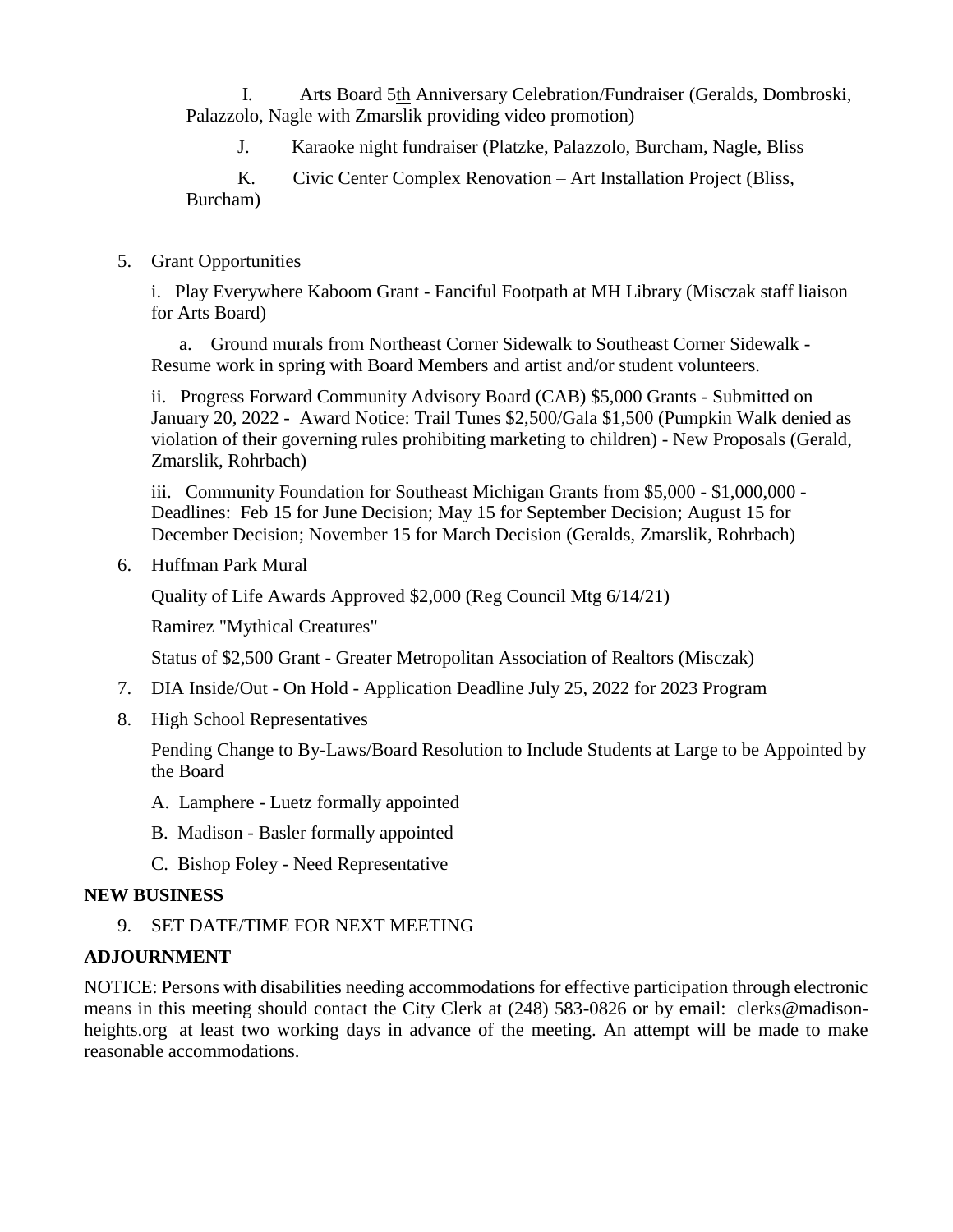I. Arts Board 5th Anniversary Celebration/Fundraiser (Geralds, Dombroski, Palazzolo, Nagle with Zmarslik providing video promotion)

J. Karaoke night fundraiser (Platzke, Palazzolo, Burcham, Nagle, Bliss

K. Civic Center Complex Renovation – Art Installation Project (Bliss, Burcham)

5. Grant Opportunities

   i. Play Everywhere Kaboom Grant - Fanciful Footpath at MH Library (Misczak staff liaison for Arts Board)

   a. Ground murals from Northeast Corner Sidewalk to Southeast Corner Sidewalk - Resume work in spring with Board Members and artist and/or student volunteers.

   ii. Progress Forward Community Advisory Board (CAB) $5,000 Grants - Submitted on January 20, 2022 - Award Notice: Trail Tunes $2,500/Gala $1,500 (Pumpkin Walk denied as violation of their governing rules prohibiting marketing to children) - New Proposals (Gerald, Zmarslik, Rohrbach)

   iii. Community Foundation for Southeast Michigan Grants from $5,000 - $1,000,000 - Deadlines: Feb 15 for June Decision; May 15 for September Decision; August 15 for December Decision; November 15 for March Decision (Geralds, Zmarslik, Rohrbach)

6. Huffman Park Mural

   Quality of Life Awards Approved $2,000 (Reg Council Mtg 6/14/21)

   Ramirez "Mythical Creatures"

   Status of $2,500 Grant - Greater Metropolitan Association of Realtors (Misczak)

7. DIA Inside/Out - On Hold - Application Deadline July 25, 2022 for 2023 Program

8. High School Representatives

   Pending Change to By-Laws/Board Resolution to Include Students at Large to be Appointed by the Board

   A. Lamphere - Luetz formally appointed

   B. Madison - Basler formally appointed

   C. Bishop Foley - Need Representative

**NEW BUSINESS**

9. SET DATE/TIME FOR NEXT MEETING

**ADJOURNMENT**

NOTICE: Persons with disabilities needing accommodations for effective participation through electronic means in this meeting should contact the City Clerk at (248) 583-0826 or by email: clerks@madison-heights.org at least two working days in advance of the meeting. An attempt will be made to make reasonable accommodations.